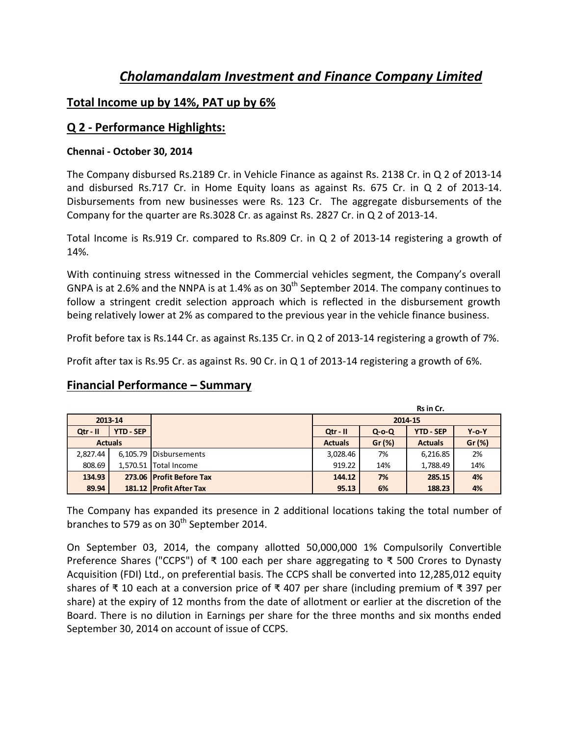# *Cholamandalam Investment and Finance Company Limited*

## Total Income up by 14%, PAT up by 6%

## Q 2 - Performance Highlights:

**Chennai - October 30, 2014**

The Company disbursed Rs.2189 Cr. in Vehicle Finance as against Rs. 2138 Cr. in Q 2 of 2013-14 and disbursed Rs.717 Cr. in Home Equity loans as against Rs. 675 Cr. in Q 2 of 2013-14. Disbursements from new businesses were Rs. 123 Cr. The aggregate disbursements of the Company for the quarter are Rs.3028 Cr. as against Rs. 2827 Cr. in Q 2 of 2013-14.

Total Income is Rs.919 Cr. compared to Rs.809 Cr. in Q 2 of 2013-14 registering a growth of 14%.

With continuing stress witnessed in the Commercial vehicles segment, the Company's overall GNPA is at 2.6% and the NNPA is at 1.4% as on 30th September 2014. The company continues to follow a stringent credit selection approach which is reflected in the disbursement growth being relatively lower at 2% as compared to the previous year in the vehicle finance business.

Profit before tax is Rs.144 Cr. as against Rs.135 Cr. in Q 2 of 2013-14 registering a growth of 7%.

Profit after tax is Rs.95 Cr. as against Rs. 90 Cr. in Q 1 of 2013-14 registering a growth of 6%.

## Financial Performance – Summary

Rs in Cr.

| 2013-14 | | | 2014-15 | | | |
|---|---|---|---|---|---|---|
| Qtr - II | YTD - SEP | | Qtr - II | Q-o-Q | YTD - SEP | Y-o-Y |
| Actuals | | | Actuals | Gr (%) | Actuals | Gr (%) |
| 2,827.44 | 6,105.79 | Disbursements | 3,028.46 | 7% | 6,216.85 | 2% |
| 808.69 | 1,570.51 | Total Income | 919.22 | 14% | 1,788.49 | 14% |
| **134.93** | **273.06** | **Profit Before Tax** | **144.12** | **7%** | **285.15** | **4%** |
| **89.94** | **181.12** | **Profit After Tax** | **95.13** | **6%** | **188.23** | **4%** |

The Company has expanded its presence in 2 additional locations taking the total number of branches to 579 as on 30th September 2014.

On September 03, 2014, the company allotted 50,000,000 1% Compulsorily Convertible Preference Shares ("CCPS") of ₹ 100 each per share aggregating to ₹ 500 Crores to Dynasty Acquisition (FDI) Ltd., on preferential basis. The CCPS shall be converted into 12,285,012 equity shares of ₹ 10 each at a conversion price of ₹ 407 per share (including premium of ₹ 397 per share) at the expiry of 12 months from the date of allotment or earlier at the discretion of the Board. There is no dilution in Earnings per share for the three months and six months ended September 30, 2014 on account of issue of CCPS.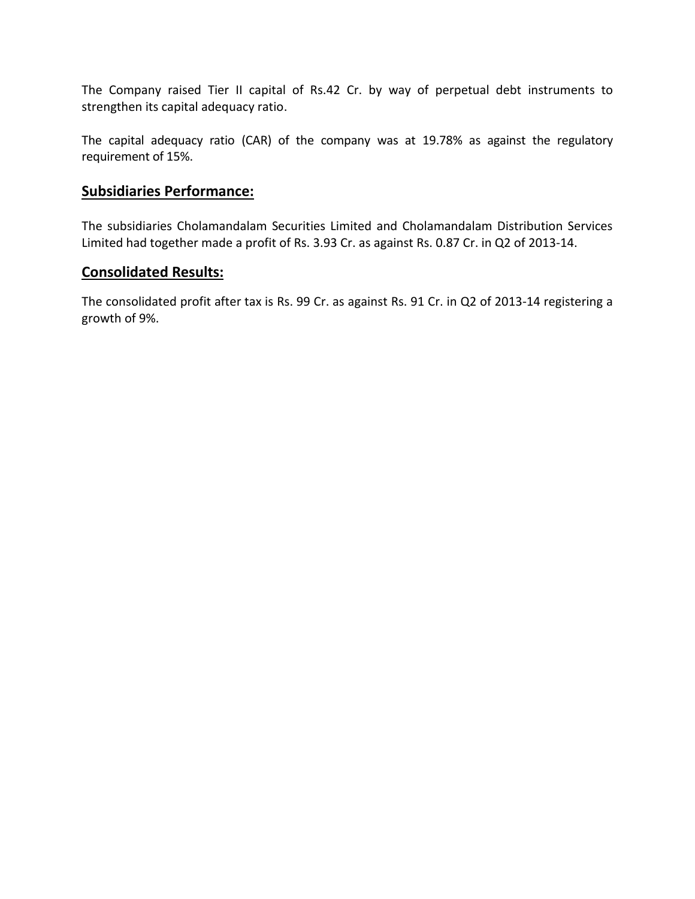The Company raised Tier II capital of Rs.42 Cr. by way of perpetual debt instruments to strengthen its capital adequacy ratio.

The capital adequacy ratio (CAR) of the company was at 19.78% as against the regulatory requirement of 15%.

## **Subsidiaries Performance:**

The subsidiaries Cholamandalam Securities Limited and Cholamandalam Distribution Services Limited had together made a profit of Rs. 3.93 Cr. as against Rs. 0.87 Cr. in Q2 of 2013-14.

## **Consolidated Results:**

The consolidated profit after tax is Rs. 99 Cr. as against Rs. 91 Cr. in Q2 of 2013-14 registering a growth of 9%.